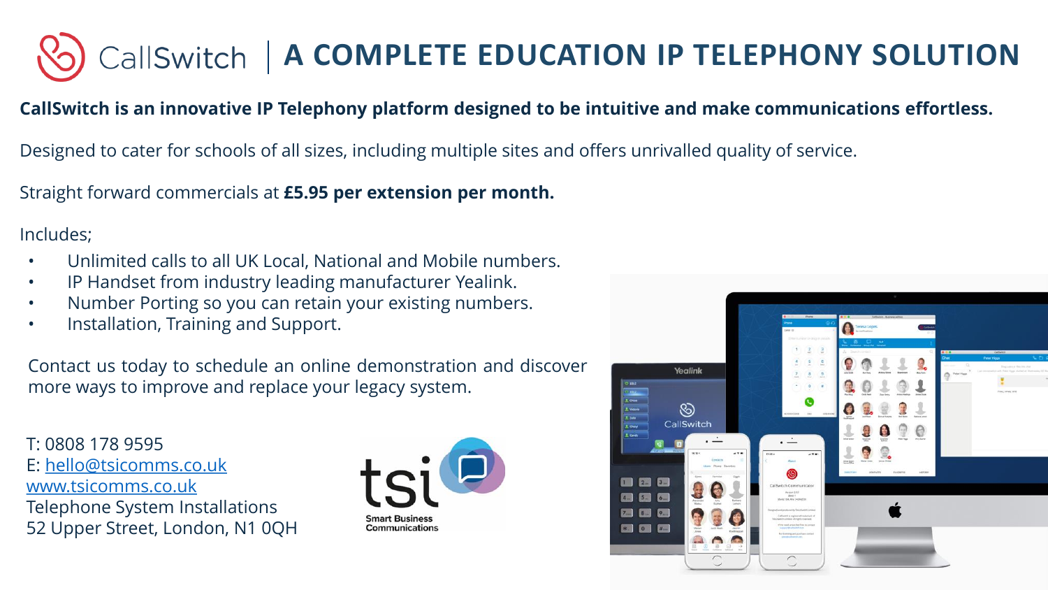# CallSwitch | A COMPLETE EDUCATION IP TELEPHONY SOLUTION

**CallSwitch is an innovative IP Telephony platform designed to be intuitive and make communications effortless.**

Designed to cater for schools of all sizes, including multiple sites and offers unrivalled quality of service.

Straight forward commercials at **£5.95 per extension per month.**

Includes;

- Unlimited calls to all UK Local, National and Mobile numbers.
- IP Handset from industry leading manufacturer Yealink.
- Number Porting so you can retain your existing numbers.
- Installation, Training and Support.

Contact us today to schedule an online demonstration and discover more ways to improve and replace your legacy system.

T: 0808 178 9595
E: hello@tsicomms.co.uk
www.tsicomms.co.uk
Telephone System Installations
52 Upper Street, London, N1 0QH

tsi Smart Business Communications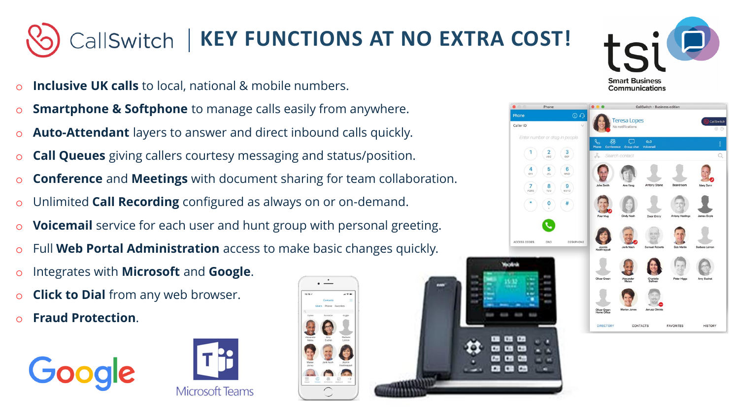# CallSwitch | KEY FUNCTIONS AT NO EXTRA COST!

- **Inclusive UK calls** to local, national & mobile numbers.
- **Smartphone & Softphone** to manage calls easily from anywhere.
- **Auto-Attendant** layers to answer and direct inbound calls quickly.
- **Call Queues** giving callers courtesy messaging and status/position.
- **Conference** and **Meetings** with document sharing for team collaboration.
- Unlimited **Call Recording** configured as always on or on-demand.
- **Voicemail** service for each user and hunt group with personal greeting.
- Full **Web Portal Administration** access to make basic changes quickly.
- Integrates with **Microsoft** and **Google**.
- **Click to Dial** from any web browser.
- **Fraud Protection**.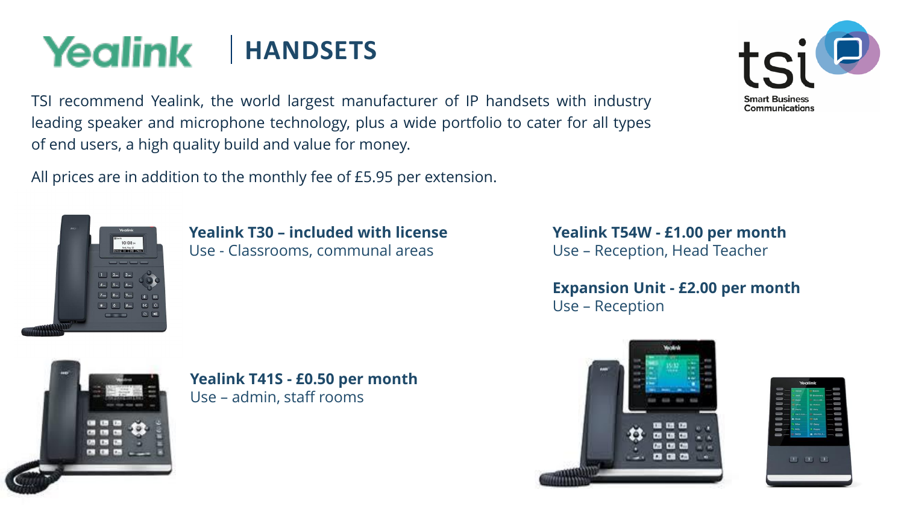# Yealink | HANDSETS

TSI recommend Yealink, the world largest manufacturer of IP handsets with industry leading speaker and microphone technology, plus a wide portfolio to cater for all types of end users, a high quality build and value for money.

All prices are in addition to the monthly fee of £5.95 per extension.

**Yealink T30 – included with license**
Use - Classrooms, communal areas

**Yealink T54W - £1.00 per month**
Use – Reception, Head Teacher

**Expansion Unit - £2.00 per month**
Use – Reception

**Yealink T41S - £0.50 per month**
Use – admin, staff rooms